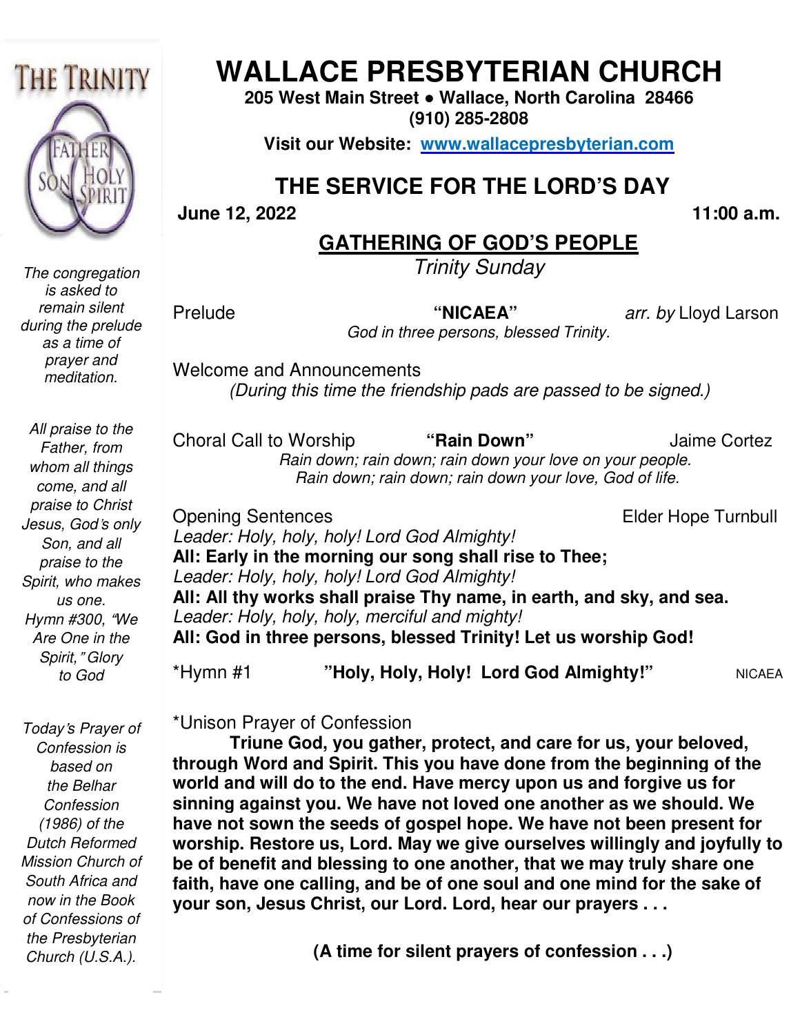# WALLACE PRESBYTERIAN CHURCH

**205 West Main Street • Wallace, North Carolina 28466**
**(910) 285-2808**

**Visit our Website: www.wallacepresbyterian.com**

## THE SERVICE FOR THE LORD'S DAY

**June 12, 2022** **11:00 a.m.**

### GATHERING OF GOD'S PEOPLE

*Trinity Sunday*

*The congregation is asked to remain silent during the prelude as a time of prayer and meditation.*

Prelude **"NICAEA"** *arr. by* Lloyd Larson
*God in three persons, blessed Trinity.*

Welcome and Announcements
*(During this time the friendship pads are passed to be signed.)*

*All praise to the Father, from whom all things come, and all praise to Christ Jesus, God's only Son, and all praise to the Spirit, who makes us one. Hymn #300, "We Are One in the Spirit," Glory to God*

Choral Call to Worship **"Rain Down"** Jaime Cortez
*Rain down; rain down; rain down your love on your people.*
*Rain down; rain down; rain down your love, God of life.*

Opening Sentences Elder Hope Turnbull

*Leader: Holy, holy, holy! Lord God Almighty!*
**All: Early in the morning our song shall rise to Thee;**
*Leader: Holy, holy, holy! Lord God Almighty!*
**All: All thy works shall praise Thy name, in earth, and sky, and sea.**
*Leader: Holy, holy, holy, merciful and mighty!*
**All: God in three persons, blessed Trinity! Let us worship God!**

*Hymn #1 **"Holy, Holy, Holy! Lord God Almighty!"** NICAEA

*Today's Prayer of Confession is based on the Belhar Confession (1986) of the Dutch Reformed Mission Church of South Africa and now in the Book of Confessions of the Presbyterian Church (U.S.A.).*

*Unison Prayer of Confession

**Triune God, you gather, protect, and care for us, your beloved, through Word and Spirit. This you have done from the beginning of the world and will do to the end. Have mercy upon us and forgive us for sinning against you. We have not loved one another as we should. We have not sown the seeds of gospel hope. We have not been present for worship. Restore us, Lord. May we give ourselves willingly and joyfully to be of benefit and blessing to one another, that we may truly share one faith, have one calling, and be of one soul and one mind for the sake of your son, Jesus Christ, our Lord. Lord, hear our prayers . . .**

**(A time for silent prayers of confession . . .)**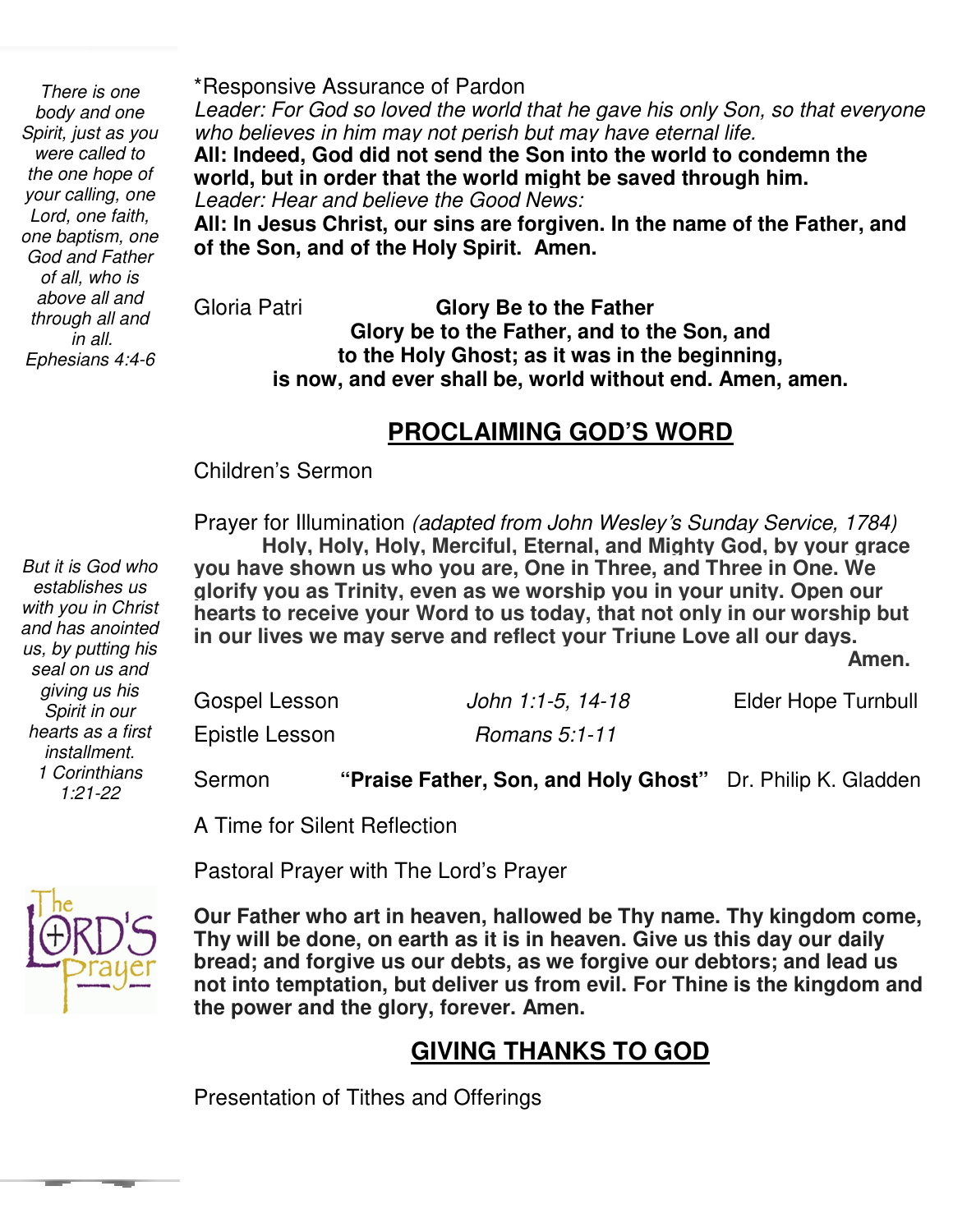*There is one body and one Spirit, just as you were called to the one hope of your calling, one Lord, one faith, one baptism, one God and Father of all, who is above all and through all and in all.*
*Ephesians 4:4-6*

*Responsive Assurance of Pardon

*Leader: For God so loved the world that he gave his only Son, so that everyone who believes in him may not perish but may have eternal life.*

**All: Indeed, God did not send the Son into the world to condemn the world, but in order that the world might be saved through him.**

*Leader: Hear and believe the Good News:*

**All: In Jesus Christ, our sins are forgiven. In the name of the Father, and of the Son, and of the Holy Spirit. Amen.**

Gloria Patri **Glory Be to the Father**

**Glory be to the Father, and to the Son, and to the Holy Ghost; as it was in the beginning, is now, and ever shall be, world without end. Amen, amen.**

## PROCLAIMING GOD'S WORD

Children's Sermon

Prayer for Illumination *(adapted from John Wesley's Sunday Service, 1784)*

**Holy, Holy, Holy, Merciful, Eternal, and Mighty God, by your grace you have shown us who you are, One in Three, and Three in One. We glorify you as Trinity, even as we worship you in your unity. Open our hearts to receive your Word to us today, that not only in our worship but in our lives we may serve and reflect your Triune Love all our days. Amen.**

*But it is God who establishes us with you in Christ and has anointed us, by putting his seal on us and giving us his Spirit in our hearts as a first installment.*
*1 Corinthians 1:21-22*

Gospel Lesson *John 1:1-5, 14-18* Elder Hope Turnbull

Epistle Lesson *Romans 5:1-11*

Sermon **"Praise Father, Son, and Holy Ghost"** Dr. Philip K. Gladden

A Time for Silent Reflection

Pastoral Prayer with The Lord's Prayer

**Our Father who art in heaven, hallowed be Thy name. Thy kingdom come, Thy will be done, on earth as it is in heaven. Give us this day our daily bread; and forgive us our debts, as we forgive our debtors; and lead us not into temptation, but deliver us from evil. For Thine is the kingdom and the power and the glory, forever. Amen.**

## GIVING THANKS TO GOD

Presentation of Tithes and Offerings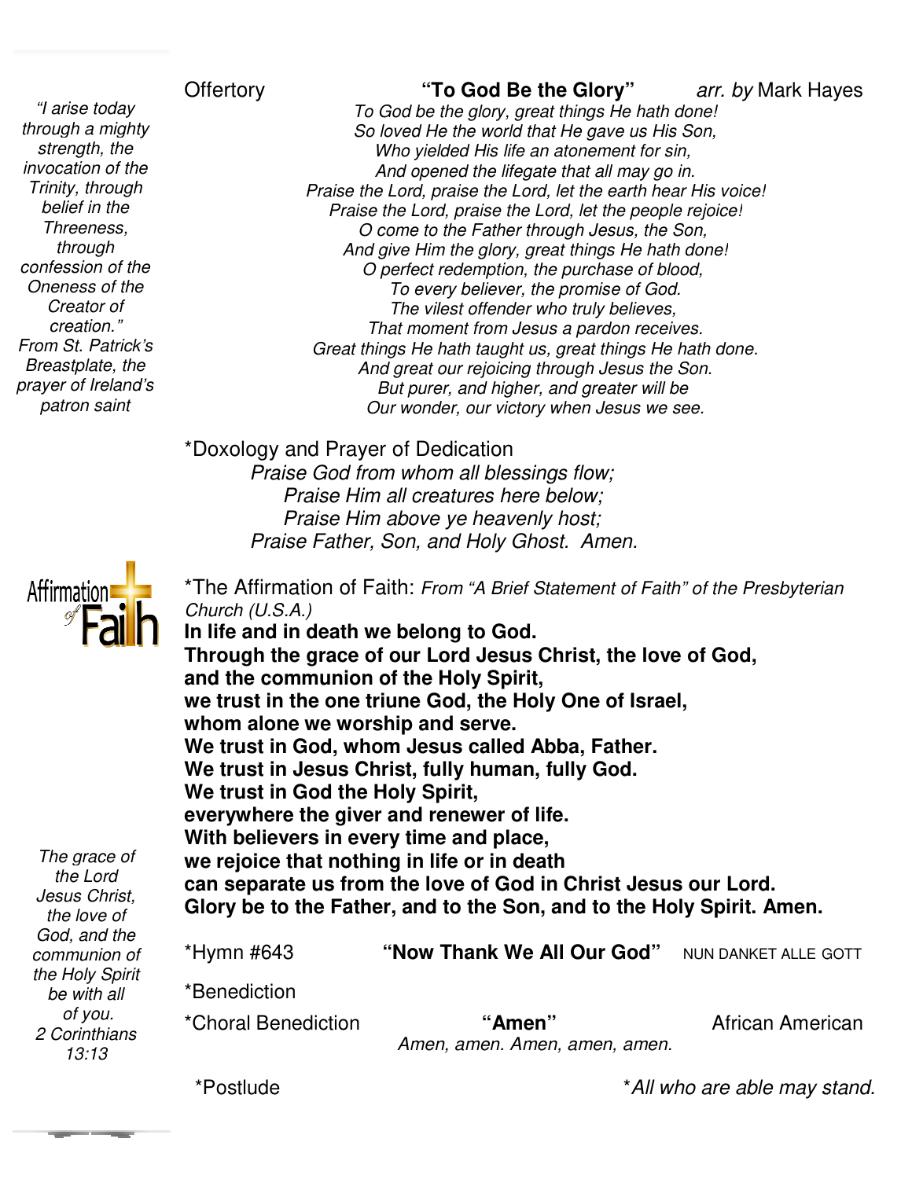*"I arise today through a mighty strength, the invocation of the Trinity, through belief in the Threeness, through confession of the Oneness of the Creator of creation."*
*From St. Patrick's Breastplate, the prayer of Ireland's patron saint*

Offertory **"To God Be the Glory"** *arr. by* Mark Hayes

*To God be the glory, great things He hath done!*
*So loved He the world that He gave us His Son,*
*Who yielded His life an atonement for sin,*
*And opened the lifegate that all may go in.*
*Praise the Lord, praise the Lord, let the earth hear His voice!*
*Praise the Lord, praise the Lord, let the people rejoice!*
*O come to the Father through Jesus, the Son,*
*And give Him the glory, great things He hath done!*
*O perfect redemption, the purchase of blood,*
*To every believer, the promise of God.*
*The vilest offender who truly believes,*
*That moment from Jesus a pardon receives.*
*Great things He hath taught us, great things He hath done.*
*And great our rejoicing through Jesus the Son.*
*But purer, and higher, and greater will be*
*Our wonder, our victory when Jesus we see.*

*Doxology and Prayer of Dedication

*Praise God from whom all blessings flow;*
*Praise Him all creatures here below;*
*Praise Him above ye heavenly host;*
*Praise Father, Son, and Holy Ghost. Amen.*

*The Affirmation of Faith: *From "A Brief Statement of Faith" of the Presbyterian Church (U.S.A.)*

**In life and in death we belong to God.**
**Through the grace of our Lord Jesus Christ, the love of God,**
**and the communion of the Holy Spirit,**
**we trust in the one triune God, the Holy One of Israel,**
**whom alone we worship and serve.**
**We trust in God, whom Jesus called Abba, Father.**
**We trust in Jesus Christ, fully human, fully God.**
**We trust in God the Holy Spirit,**
**everywhere the giver and renewer of life.**
**With believers in every time and place,**
**we rejoice that nothing in life or in death**
**can separate us from the love of God in Christ Jesus our Lord.**
**Glory be to the Father, and to the Son, and to the Holy Spirit. Amen.**

*The grace of the Lord Jesus Christ, the love of God, and the communion of the Holy Spirit be with all of you.*
*2 Corinthians 13:13*

*Hymn #643 **"Now Thank We All Our God"** NUN DANKET ALLE GOTT

*Benediction

*Choral Benediction **"Amen"** African American

*Amen, amen. Amen, amen, amen.*

*Postlude

**All who are able may stand.*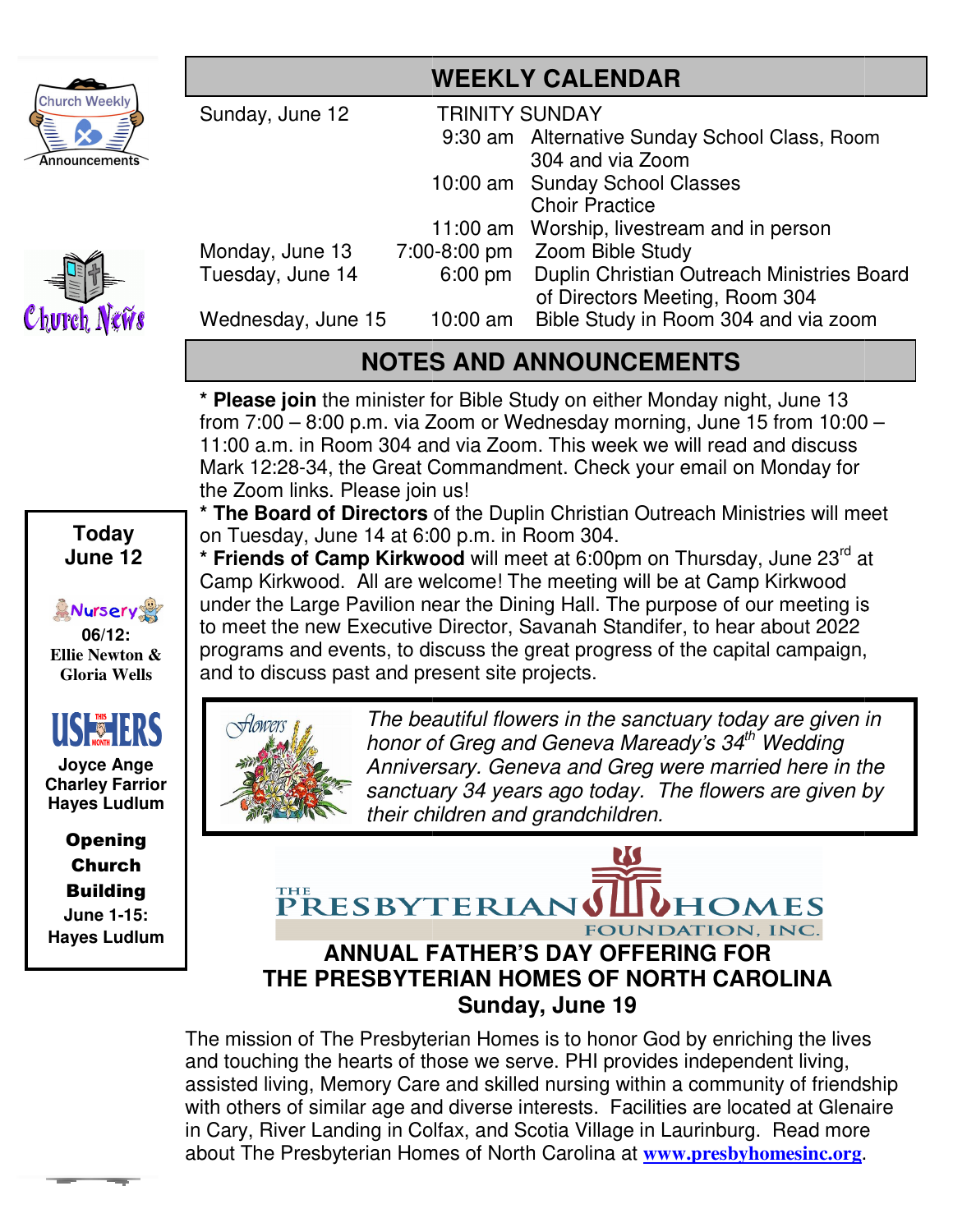## WEEKLY CALENDAR

| | | |
|---|---|---|
| Sunday, June 12 | | TRINITY SUNDAY |
| | 9:30 am | Alternative Sunday School Class, Room 304 and via Zoom |
| | 10:00 am | Sunday School Classes<br>Choir Practice |
| | 11:00 am | Worship, livestream and in person |
| Monday, June 13 | 7:00-8:00 pm | Zoom Bible Study |
| Tuesday, June 14 | 6:00 pm | Duplin Christian Outreach Ministries Board of Directors Meeting, Room 304 |
| Wednesday, June 15 | 10:00 am | Bible Study in Room 304 and via zoom |

## NOTES AND ANNOUNCEMENTS

* **Please join** the minister for Bible Study on either Monday night, June 13 from 7:00 – 8:00 p.m. via Zoom or Wednesday morning, June 15 from 10:00 – 11:00 a.m. in Room 304 and via Zoom. This week we will read and discuss Mark 12:28-34, the Great Commandment. Check your email on Monday for the Zoom links. Please join us!

* **The Board of Directors** of the Duplin Christian Outreach Ministries will meet on Tuesday, June 14 at 6:00 p.m. in Room 304.

* **Friends of Camp Kirkwood** will meet at 6:00pm on Thursday, June 23rd at Camp Kirkwood. All are welcome! The meeting will be at Camp Kirkwood under the Large Pavilion near the Dining Hall. The purpose of our meeting is to meet the new Executive Director, Savanah Standifer, to hear about 2022 programs and events, to discuss the great progress of the capital campaign, and to discuss past and present site projects.

*The beautiful flowers in the sanctuary today are given in honor of Greg and Geneva Maready's 34th Wedding Anniversary. Geneva and Greg were married here in the sanctuary 34 years ago today. The flowers are given by their children and grandchildren.*

**Today June 12**

**Nursery 06/12:** Ellie Newton & Gloria Wells

**USHERS:** Joyce Ange, Charley Farrior, Hayes Ludlum

**Opening Church Building June 1-15:** Hayes Ludlum

THE PRESBYTERIAN HOMES FOUNDATION, INC.

### ANNUAL FATHER'S DAY OFFERING FOR THE PRESBYTERIAN HOMES OF NORTH CAROLINA
### Sunday, June 19

The mission of The Presbyterian Homes is to honor God by enriching the lives and touching the hearts of those we serve. PHI provides independent living, assisted living, Memory Care and skilled nursing within a community of friendship with others of similar age and diverse interests. Facilities are located at Glenaire in Cary, River Landing in Colfax, and Scotia Village in Laurinburg. Read more about The Presbyterian Homes of North Carolina at **www.presbyhomesinc.org**.